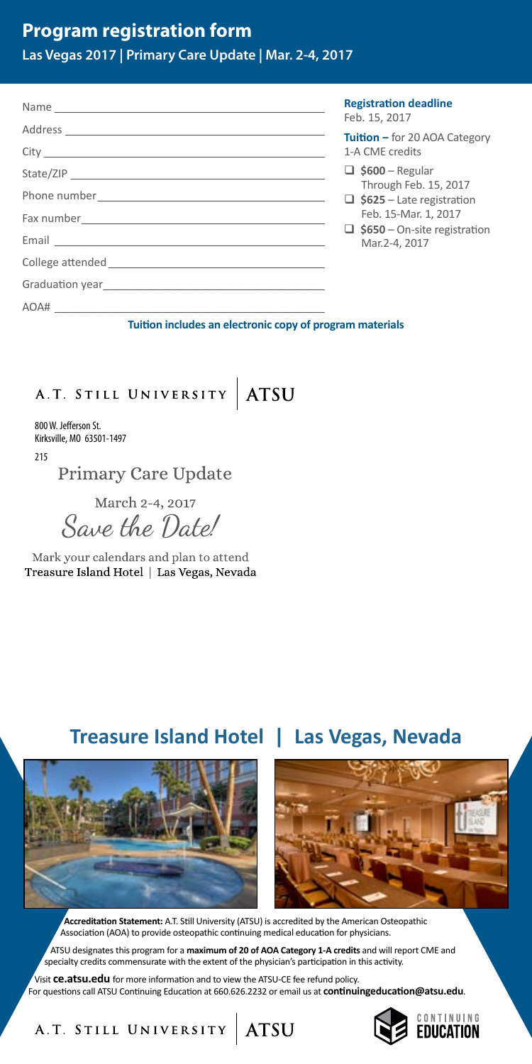## Program registration form

**Las Vegas 2017 | Primary Care Update | Mar. 2-4, 2017**

Name ______________________________________

Address ______________________________________

City ______________________________________

State/ZIP ______________________________________

Phone number ______________________________________

Fax number ______________________________________

Email ______________________________________

College attended ______________________________________

Graduation year ______________________________________

AOA# ______________________________________

**Registration deadline**
Feb. 15, 2017

**Tuition –** for 20 AOA Category 1-A CME credits

- ☐ **$600** – Regular Through Feb. 15, 2017
- ☐ **$625** – Late registration Feb. 15-Mar. 1, 2017
- ☐ **$650** – On-site registration Mar.2-4, 2017

**Tuition includes an electronic copy of program materials**

A.T. Still University | ATSU

800 W. Jefferson St.
Kirksville, MO 63501-1497

215

Primary Care Update

March 2-4, 2017

*Save the Date!*

Mark your calendars and plan to attend
Treasure Island Hotel | Las Vegas, Nevada

## Treasure Island Hotel | Las Vegas, Nevada

**Accreditation Statement:** A.T. Still University (ATSU) is accredited by the American Osteopathic Association (AOA) to provide osteopathic continuing medical education for physicians.

ATSU designates this program for a **maximum of 20 of AOA Category 1-A credits** and will report CME and specialty credits commensurate with the extent of the physician's participation in this activity.

Visit **ce.atsu.edu** for more information and to view the ATSU-CE fee refund policy.
For questions call ATSU Continuing Education at 660.626.2232 or email us at **continuingeducation@atsu.edu**.

A.T. Still University | ATSU

Continuing Education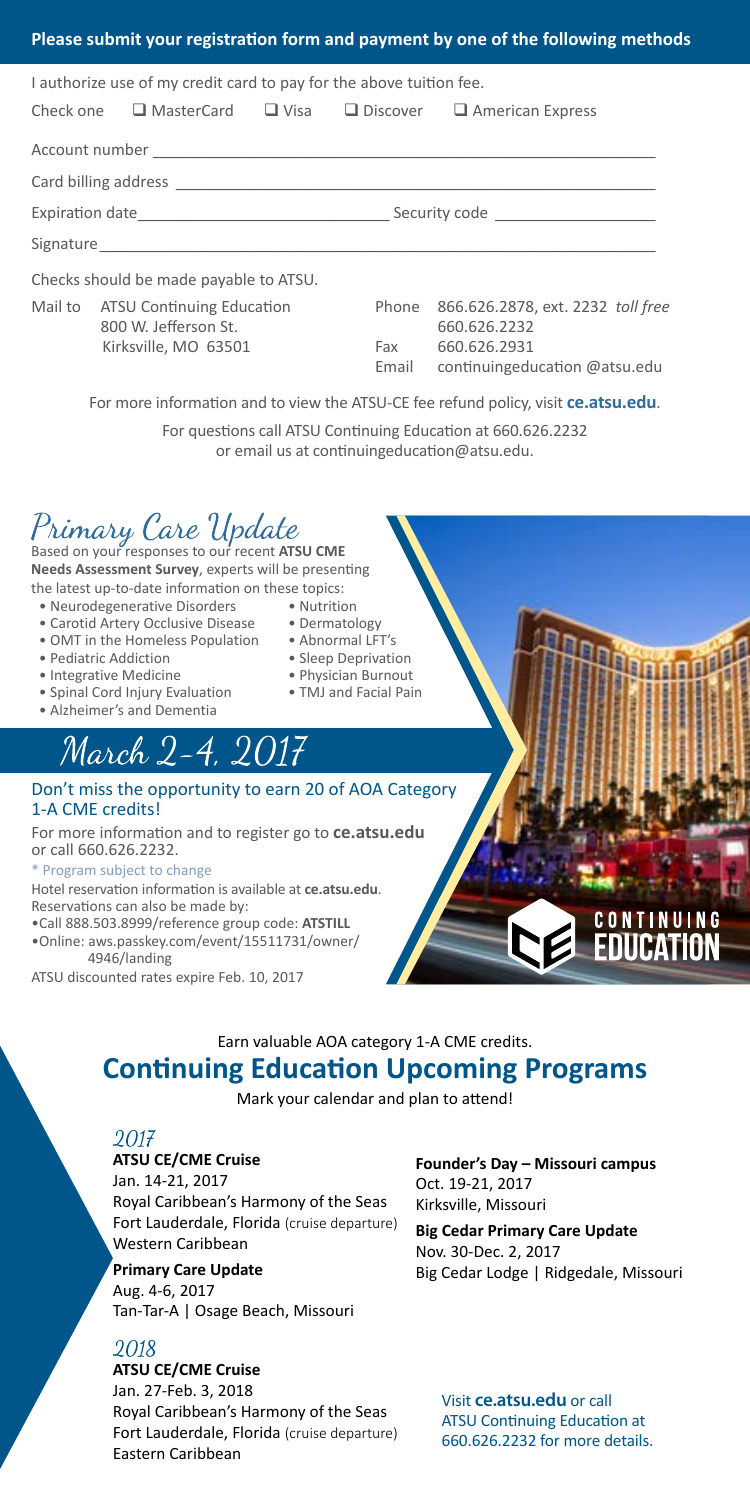## Please submit your registration form and payment by one of the following methods

I authorize use of my credit card to pay for the above tuition fee.

Check one ❑ MasterCard ❑ Visa ❑ Discover ❑ American Express

Account number ____________________________________________

Card billing address ____________________________________________

Expiration date ____________________ Security code ______________

Signature ____________________________________________

Checks should be made payable to ATSU.

Mail to ATSU Continuing Education
800 W. Jefferson St.
Kirksville, MO 63501

Phone 866.626.2878, ext. 2232 *toll free*
660.626.2232
Fax 660.626.2931
Email continuingeducation @atsu.edu

For more information and to view the ATSU-CE fee refund policy, visit **ce.atsu.edu**.

For questions call ATSU Continuing Education at 660.626.2232 or email us at continuingeducation@atsu.edu.

# Primary Care Update

Based on your responses to our recent **ATSU CME Needs Assessment Survey**, experts will be presenting the latest up-to-date information on these topics:

- Neurodegenerative Disorders
- Carotid Artery Occlusive Disease
- OMT in the Homeless Population
- Pediatric Addiction
- Integrative Medicine
- Spinal Cord Injury Evaluation
- Alzheimer's and Dementia
- Nutrition
- Dermatology
- Abnormal LFT's
- Sleep Deprivation
- Physician Burnout
- TMJ and Facial Pain

## March 2-4, 2017

Don't miss the opportunity to earn 20 of AOA Category 1-A CME credits!

For more information and to register go to **ce.atsu.edu** or call 660.626.2232.

\* Program subject to change

Hotel reservation information is available at **ce.atsu.edu**. Reservations can also be made by:

- Call 888.503.8999/reference group code: **ATSTILL**
- Online: aws.passkey.com/event/15511731/owner/4946/landing

ATSU discounted rates expire Feb. 10, 2017

Earn valuable AOA category 1-A CME credits.

## Continuing Education Upcoming Programs

Mark your calendar and plan to attend!

### 2017

**ATSU CE/CME Cruise**
Jan. 14-21, 2017
Royal Caribbean's Harmony of the Seas
Fort Lauderdale, Florida (cruise departure)
Western Caribbean

**Primary Care Update**
Aug. 4-6, 2017
Tan-Tar-A | Osage Beach, Missouri

**Founder's Day – Missouri campus**
Oct. 19-21, 2017
Kirksville, Missouri

**Big Cedar Primary Care Update**
Nov. 30-Dec. 2, 2017
Big Cedar Lodge | Ridgedale, Missouri

### 2018

**ATSU CE/CME Cruise**
Jan. 27-Feb. 3, 2018
Royal Caribbean's Harmony of the Seas
Fort Lauderdale, Florida (cruise departure)
Eastern Caribbean

Visit **ce.atsu.edu** or call ATSU Continuing Education at 660.626.2232 for more details.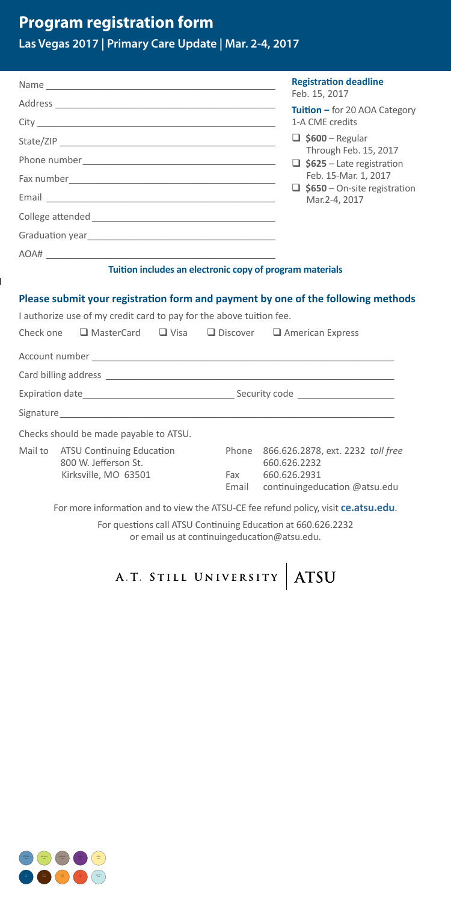# Program registration form

## Las Vegas 2017 | Primary Care Update | Mar. 2-4, 2017

Name \_\_\_\_\_\_\_\_\_\_\_\_\_\_\_\_\_\_\_\_\_\_\_\_\_\_\_\_\_\_\_\_\_\_\_\_\_\_\_\_

Address \_\_\_\_\_\_\_\_\_\_\_\_\_\_\_\_\_\_\_\_\_\_\_\_\_\_\_\_\_\_\_\_\_\_\_\_\_\_\_\_

City \_\_\_\_\_\_\_\_\_\_\_\_\_\_\_\_\_\_\_\_\_\_\_\_\_\_\_\_\_\_\_\_\_\_\_\_\_\_\_\_

State/ZIP \_\_\_\_\_\_\_\_\_\_\_\_\_\_\_\_\_\_\_\_\_\_\_\_\_\_\_\_\_\_\_\_\_\_\_\_\_\_\_\_

Phone number \_\_\_\_\_\_\_\_\_\_\_\_\_\_\_\_\_\_\_\_\_\_\_\_\_\_\_\_\_\_\_\_\_\_\_\_\_\_\_\_

Fax number \_\_\_\_\_\_\_\_\_\_\_\_\_\_\_\_\_\_\_\_\_\_\_\_\_\_\_\_\_\_\_\_\_\_\_\_\_\_\_\_

Email \_\_\_\_\_\_\_\_\_\_\_\_\_\_\_\_\_\_\_\_\_\_\_\_\_\_\_\_\_\_\_\_\_\_\_\_\_\_\_\_

College attended \_\_\_\_\_\_\_\_\_\_\_\_\_\_\_\_\_\_\_\_\_\_\_\_\_\_\_\_\_\_\_\_\_\_\_\_\_\_\_\_

Graduation year \_\_\_\_\_\_\_\_\_\_\_\_\_\_\_\_\_\_\_\_\_\_\_\_\_\_\_\_\_\_\_\_\_\_\_\_\_\_\_\_

AOA# \_\_\_\_\_\_\_\_\_\_\_\_\_\_\_\_\_\_\_\_\_\_\_\_\_\_\_\_\_\_\_\_\_\_\_\_\_\_\_\_

**Registration deadline**
Feb. 15, 2017

**Tuition –** for 20 AOA Category 1-A CME credits

- ❑ **$600** – Regular Through Feb. 15, 2017
- ❑ **$625** – Late registration Feb. 15-Mar. 1, 2017
- ❑ **$650** – On-site registration Mar.2-4, 2017

**Tuition includes an electronic copy of program materials**

### Please submit your registration form and payment by one of the following methods

I authorize use of my credit card to pay for the above tuition fee.

Check one ❑ MasterCard ❑ Visa ❑ Discover ❑ American Express

Account number \_\_\_\_\_\_\_\_\_\_\_\_\_\_\_\_\_\_\_\_\_\_\_\_\_\_\_\_\_\_\_\_\_\_\_\_\_\_\_\_

Card billing address \_\_\_\_\_\_\_\_\_\_\_\_\_\_\_\_\_\_\_\_\_\_\_\_\_\_\_\_\_\_\_\_\_\_\_\_\_\_\_\_

Expiration date \_\_\_\_\_\_\_\_\_\_\_\_\_\_\_\_\_\_\_\_ Security code \_\_\_\_\_\_\_\_\_\_\_\_\_\_\_\_

Signature \_\_\_\_\_\_\_\_\_\_\_\_\_\_\_\_\_\_\_\_\_\_\_\_\_\_\_\_\_\_\_\_\_\_\_\_\_\_\_\_

Checks should be made payable to ATSU.

Mail to ATSU Continuing Education
800 W. Jefferson St.
Kirksville, MO 63501

Phone 866.626.2878, ext. 2232 *toll free*
660.626.2232
Fax 660.626.2931
Email continuingeducation @atsu.edu

For more information and to view the ATSU-CE fee refund policy, visit **ce.atsu.edu**.

For questions call ATSU Continuing Education at 660.626.2232 or email us at continuingeducation@atsu.edu.

A.T. STILL UNIVERSITY | ATSU